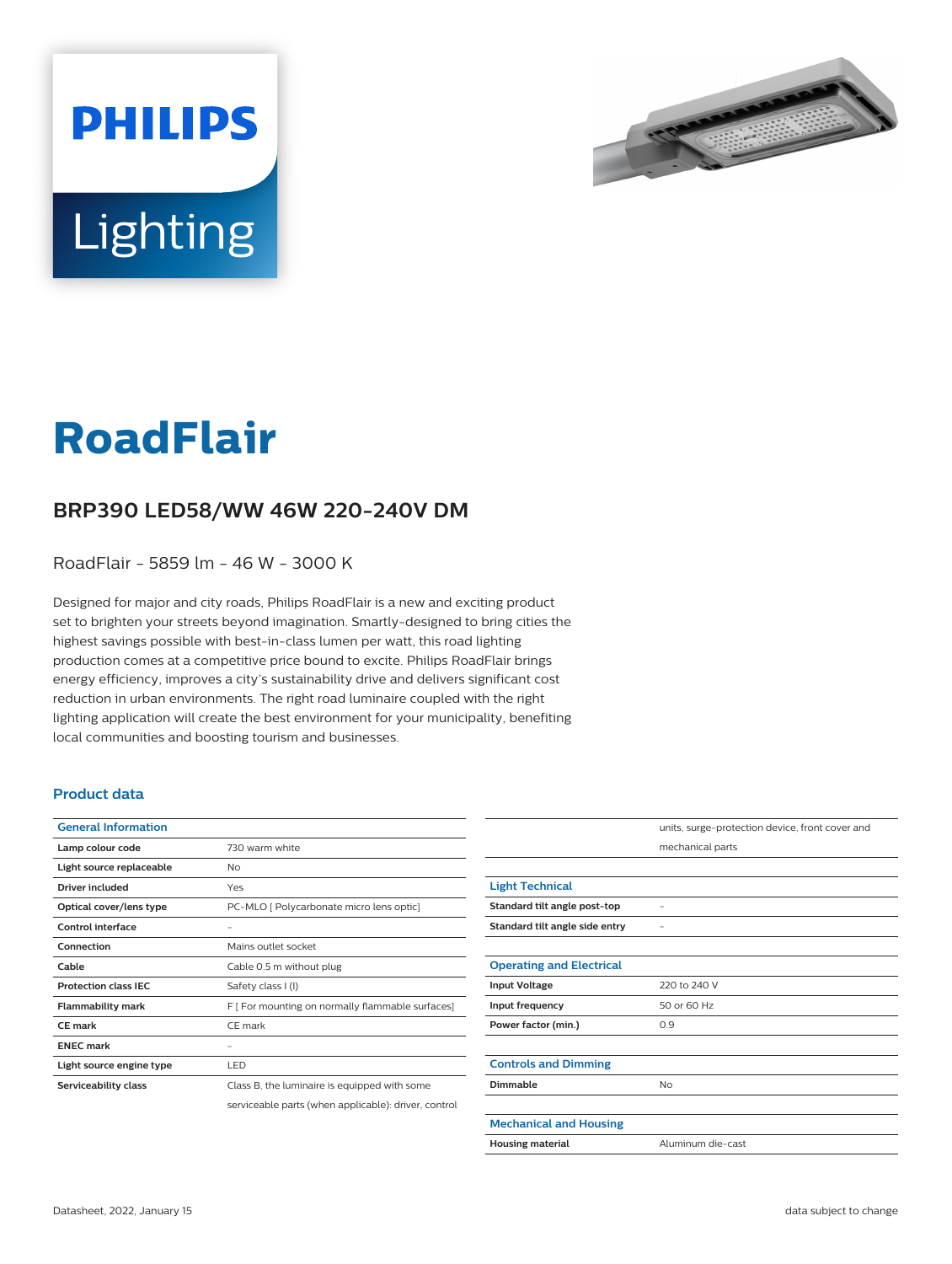PHILIPS

Lighting

# RoadFlair

## BRP390 LED58/WW 46W 220-240V DM

RoadFlair - 5859 lm - 46 W - 3000 K

Designed for major and city roads, Philips RoadFlair is a new and exciting product set to brighten your streets beyond imagination. Smartly-designed to bring cities the highest savings possible with best-in-class lumen per watt, this road lighting production comes at a competitive price bound to excite. Philips RoadFlair brings energy efficiency, improves a city's sustainability drive and delivers significant cost reduction in urban environments. The right road luminaire coupled with the right lighting application will create the best environment for your municipality, benefiting local communities and boosting tourism and businesses.

### Product data

| General Information | |
|---|---|
| **Lamp colour code** | 730 warm white |
| **Light source replaceable** | No |
| **Driver included** | Yes |
| **Optical cover/lens type** | PC-MLO [ Polycarbonate micro lens optic] |
| **Control interface** | - |
| **Connection** | Mains outlet socket |
| **Cable** | Cable 0.5 m without plug |
| **Protection class IEC** | Safety class I (I) |
| **Flammability mark** | F [ For mounting on normally flammable surfaces] |
| **CE mark** | CE mark |
| **ENEC mark** | - |
| **Light source engine type** | LED |
| **Serviceability class** | Class B, the luminaire is equipped with some serviceable parts (when applicable): driver, control units, surge-protection device, front cover and mechanical parts |

| Light Technical | |
|---|---|
| **Standard tilt angle post-top** | - |
| **Standard tilt angle side entry** | - |

| Operating and Electrical | |
|---|---|
| **Input Voltage** | 220 to 240 V |
| **Input frequency** | 50 or 60 Hz |
| **Power factor (min.)** | 0.9 |

| Controls and Dimming | |
|---|---|
| **Dimmable** | No |

| Mechanical and Housing | |
|---|---|
| **Housing material** | Aluminum die-cast |

Datasheet, 2022, January 15

data subject to change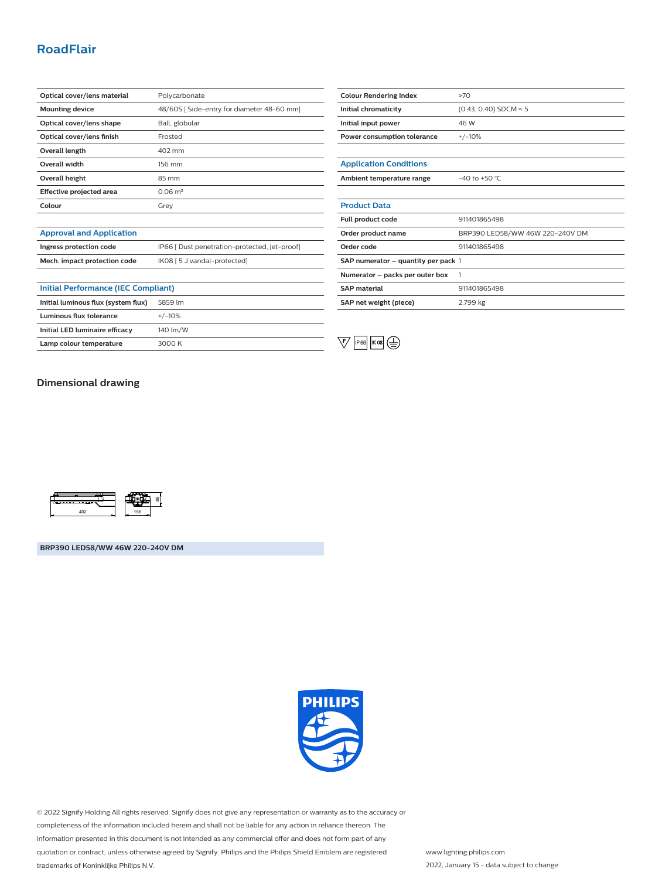## RoadFlair

| | |
|---|---|
| **Optical cover/lens material** | Polycarbonate |
| **Mounting device** | 48/60S [ Side-entry for diameter 48-60 mm] |
| **Optical cover/lens shape** | Ball, globular |
| **Optical cover/lens finish** | Frosted |
| **Overall length** | 402 mm |
| **Overall width** | 156 mm |
| **Overall height** | 85 mm |
| **Effective projected area** | 0.06 m² |
| **Colour** | Grey |

### Approval and Application

| | |
|---|---|
| **Ingress protection code** | IP66 [ Dust penetration-protected, jet-proof] |
| **Mech. impact protection code** | IK08 [ 5 J vandal-protected] |

### Initial Performance (IEC Compliant)

| | |
|---|---|
| **Initial luminous flux (system flux)** | 5859 lm |
| **Luminous flux tolerance** | +/-10% |
| **Initial LED luminaire efficacy** | 140 lm/W |
| **Lamp colour temperature** | 3000 K |
| **Colour Rendering Index** | >70 |
| **Initial chromaticity** | (0.43, 0.40) SDCM < 5 |
| **Initial input power** | 46 W |
| **Power consumption tolerance** | +/-10% |

### Application Conditions

| | |
|---|---|
| **Ambient temperature range** | -40 to +50 °C |

### Product Data

| | |
|---|---|
| **Full product code** | 911401865498 |
| **Order product name** | BRP390 LED58/WW 46W 220-240V DM |
| **Order code** | 911401865498 |
| **SAP numerator – quantity per pack** | 1 |
| **Numerator – packs per outer box** | 1 |
| **SAP material** | 911401865498 |
| **SAP net weight (piece)** | 2.799 kg |

F IP66 IK08

### Dimensional drawing

402

156

85

**BRP390 LED58/WW 46W 220-240V DM**

PHILIPS

© 2022 Signify Holding All rights reserved. Signify does not give any representation or warranty as to the accuracy or completeness of the information included herein and shall not be liable for any action in reliance thereon. The information presented in this document is not intended as any commercial offer and does not form part of any quotation or contract, unless otherwise agreed by Signify. Philips and the Philips Shield Emblem are registered trademarks of Koninklijke Philips N.V.

www.lighting.philips.com

2022, January 15 - data subject to change